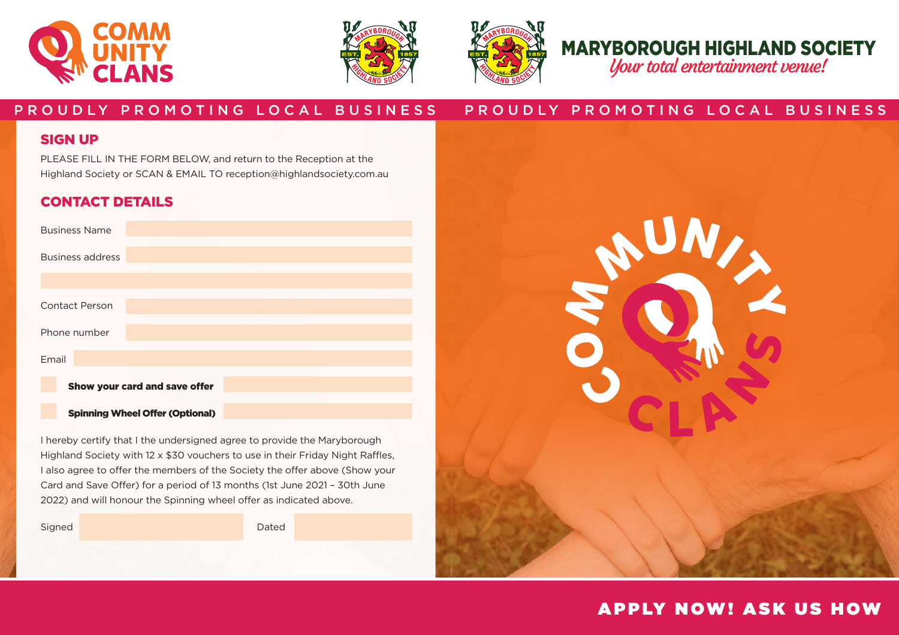COMMUNITY CLANS

MARYBOROUGH HIGHLAND SOCIETY
*Your total entertainment venue!*

PROUDLY PROMOTING LOCAL BUSINESS PROUDLY PROMOTING LOCAL BUSINESS

## SIGN UP

PLEASE FILL IN THE FORM BELOW, and return to the Reception at the Highland Society or SCAN & EMAIL TO reception@highlandsociety.com.au

## CONTACT DETAILS

Business Name

Business address

Contact Person

Phone number

Email

**Show your card and save offer**

**Spinning Wheel Offer (Optional)**

I hereby certify that I the undersigned agree to provide the Maryborough Highland Society with 12 x $30 vouchers to use in their Friday Night Raffles, I also agree to offer the members of the Society the offer above (Show your Card and Save Offer) for a period of 13 months (1st June 2021 – 30th June 2022) and will honour the Spinning wheel offer as indicated above.

Signed Dated

COMMUNITY CLANS

**APPLY NOW! ASK US HOW**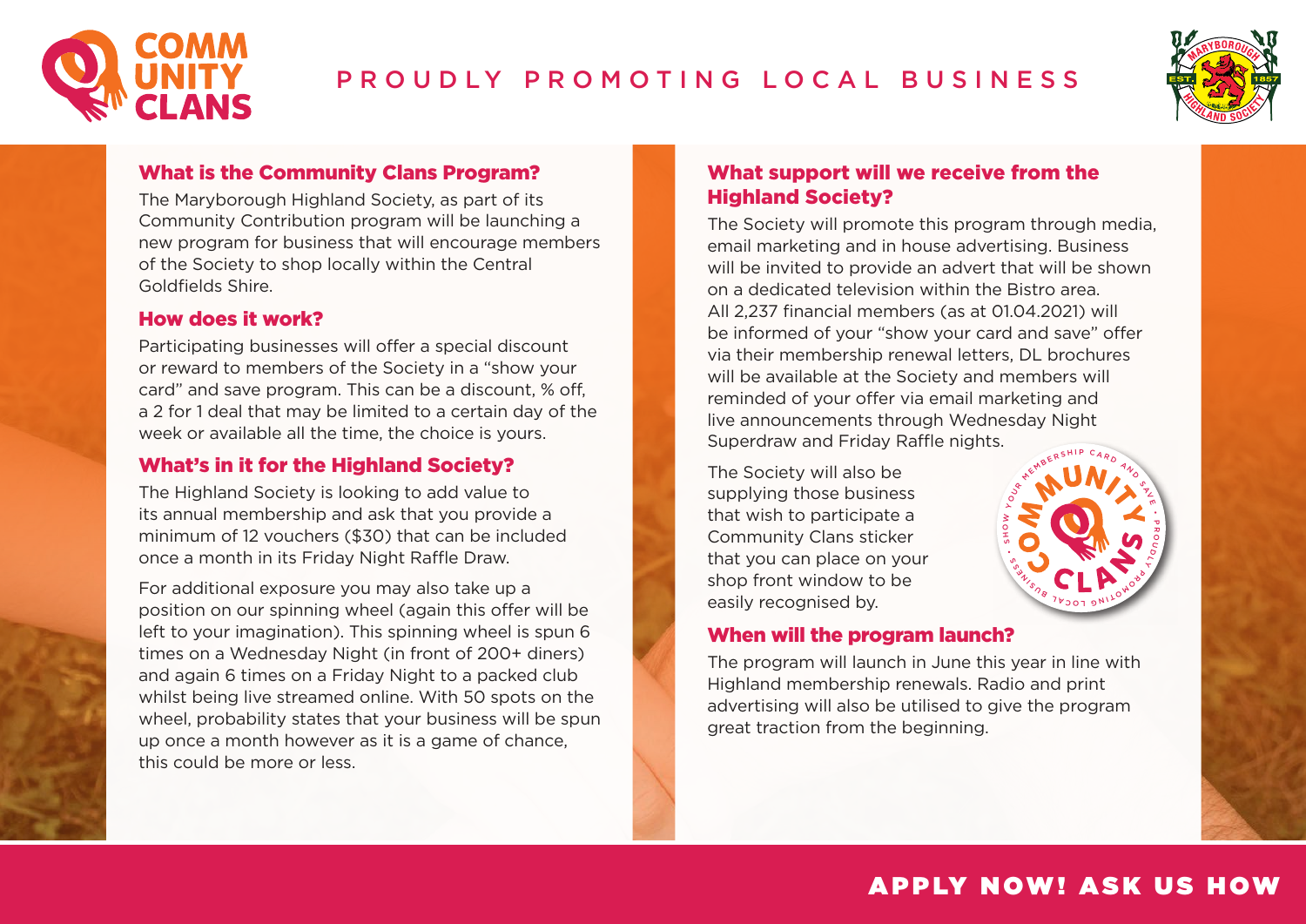# PROUDLY PROMOTING LOCAL BUSINESS

## What is the Community Clans Program?

The Maryborough Highland Society, as part of its Community Contribution program will be launching a new program for business that will encourage members of the Society to shop locally within the Central Goldfields Shire.

## How does it work?

Participating businesses will offer a special discount or reward to members of the Society in a "show your card" and save program. This can be a discount, % off, a 2 for 1 deal that may be limited to a certain day of the week or available all the time, the choice is yours.

## What's in it for the Highland Society?

The Highland Society is looking to add value to its annual membership and ask that you provide a minimum of 12 vouchers ($30) that can be included once a month in its Friday Night Raffle Draw.

For additional exposure you may also take up a position on our spinning wheel (again this offer will be left to your imagination). This spinning wheel is spun 6 times on a Wednesday Night (in front of 200+ diners) and again 6 times on a Friday Night to a packed club whilst being live streamed online. With 50 spots on the wheel, probability states that your business will be spun up once a month however as it is a game of chance, this could be more or less.

## What support will we receive from the Highland Society?

The Society will promote this program through media, email marketing and in house advertising. Business will be invited to provide an advert that will be shown on a dedicated television within the Bistro area. All 2,237 financial members (as at 01.04.2021) will be informed of your "show your card and save" offer via their membership renewal letters, DL brochures will be available at the Society and members will reminded of your offer via email marketing and live announcements through Wednesday Night Superdraw and Friday Raffle nights.

The Society will also be supplying those business that wish to participate a Community Clans sticker that you can place on your shop front window to be easily recognised by.

## When will the program launch?

The program will launch in June this year in line with Highland membership renewals. Radio and print advertising will also be utilised to give the program great traction from the beginning.

**APPLY NOW! ASK US HOW**